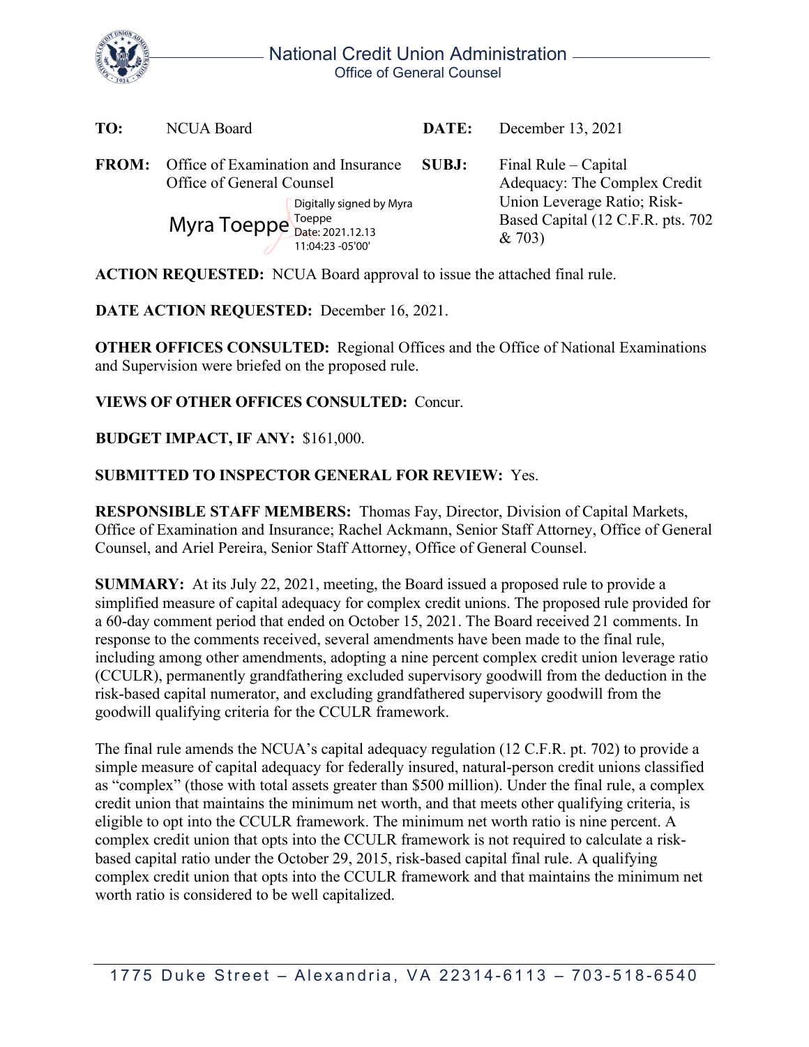National Credit Union Administration
Office of General Counsel

**TO:** NCUA Board

**DATE:** December 13, 2021

**FROM:** Office of Examination and Insurance
Office of General Counsel

Myra Toeppe — Digitally signed by Myra Toeppe Date: 2021.12.13 11:04:23 -05'00'

**SUBJ:** Final Rule – Capital Adequacy: The Complex Credit Union Leverage Ratio; Risk-Based Capital (12 C.F.R. pts. 702 & 703)

**ACTION REQUESTED:** NCUA Board approval to issue the attached final rule.

**DATE ACTION REQUESTED:** December 16, 2021.

**OTHER OFFICES CONSULTED:** Regional Offices and the Office of National Examinations and Supervision were briefed on the proposed rule.

**VIEWS OF OTHER OFFICES CONSULTED:** Concur.

**BUDGET IMPACT, IF ANY:** $161,000.

**SUBMITTED TO INSPECTOR GENERAL FOR REVIEW:** Yes.

**RESPONSIBLE STAFF MEMBERS:** Thomas Fay, Director, Division of Capital Markets, Office of Examination and Insurance; Rachel Ackmann, Senior Staff Attorney, Office of General Counsel, and Ariel Pereira, Senior Staff Attorney, Office of General Counsel.

**SUMMARY:** At its July 22, 2021, meeting, the Board issued a proposed rule to provide a simplified measure of capital adequacy for complex credit unions. The proposed rule provided for a 60-day comment period that ended on October 15, 2021. The Board received 21 comments. In response to the comments received, several amendments have been made to the final rule, including among other amendments, adopting a nine percent complex credit union leverage ratio (CCULR), permanently grandfathering excluded supervisory goodwill from the deduction in the risk-based capital numerator, and excluding grandfathered supervisory goodwill from the goodwill qualifying criteria for the CCULR framework.

The final rule amends the NCUA's capital adequacy regulation (12 C.F.R. pt. 702) to provide a simple measure of capital adequacy for federally insured, natural-person credit unions classified as "complex" (those with total assets greater than $500 million). Under the final rule, a complex credit union that maintains the minimum net worth, and that meets other qualifying criteria, is eligible to opt into the CCULR framework. The minimum net worth ratio is nine percent. A complex credit union that opts into the CCULR framework is not required to calculate a risk-based capital ratio under the October 29, 2015, risk-based capital final rule. A qualifying complex credit union that opts into the CCULR framework and that maintains the minimum net worth ratio is considered to be well capitalized.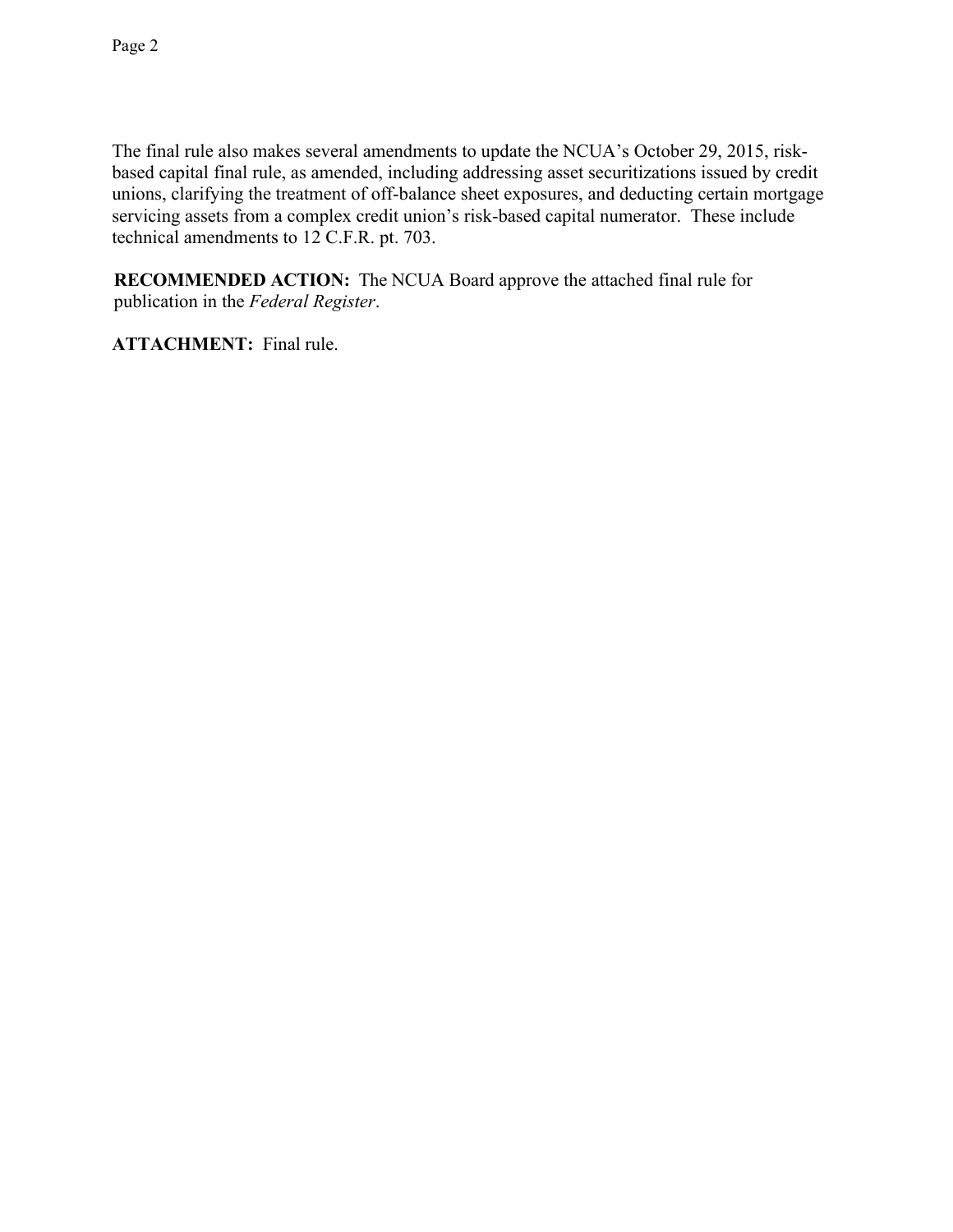The final rule also makes several amendments to update the NCUA's October 29, 2015, risk-based capital final rule, as amended, including addressing asset securitizations issued by credit unions, clarifying the treatment of off-balance sheet exposures, and deducting certain mortgage servicing assets from a complex credit union's risk-based capital numerator. These include technical amendments to 12 C.F.R. pt. 703.

**RECOMMENDED ACTION:** The NCUA Board approve the attached final rule for publication in the *Federal Register*.

**ATTACHMENT:** Final rule.